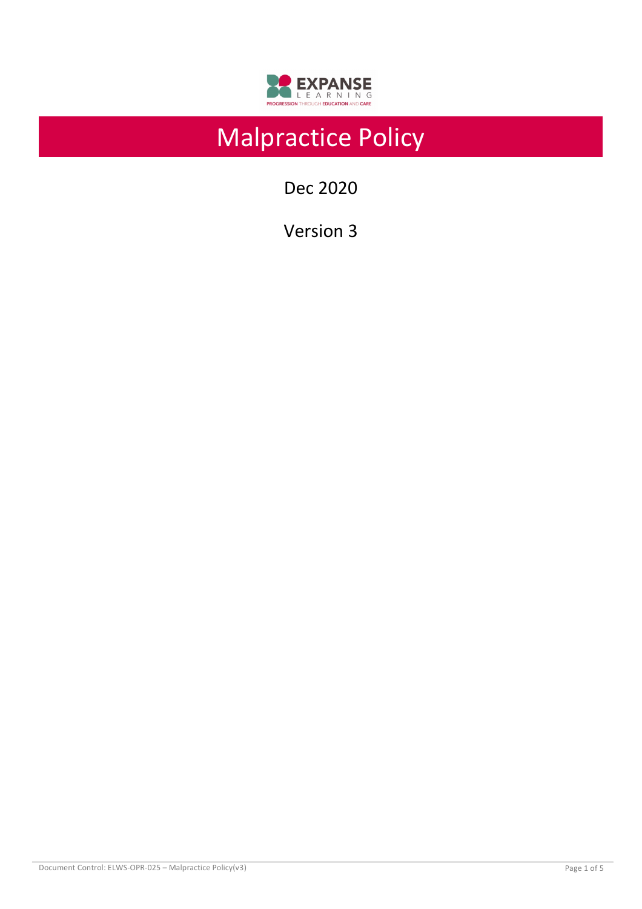EXPANSE LEARNING

PROGRESSION THROUGH EDUCATION AND CARE

# Malpractice Policy

Dec 2020

Version 3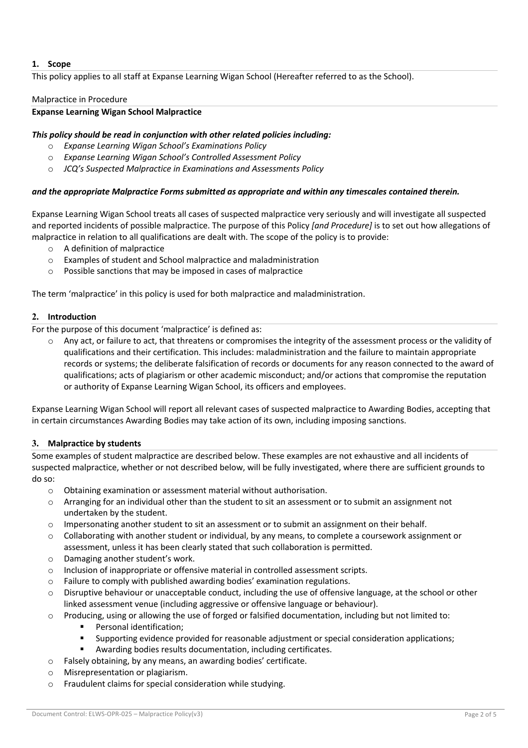## 1. Scope

This policy applies to all staff at Expanse Learning Wigan School (Hereafter referred to as the School).

Malpractice in Procedure

**Expanse Learning Wigan School Malpractice**

***This policy should be read in conjunction with other related policies including:***

- *Expanse Learning Wigan School's Examinations Policy*
- *Expanse Learning Wigan School's Controlled Assessment Policy*
- *JCQ's Suspected Malpractice in Examinations and Assessments Policy*

***and the appropriate Malpractice Forms submitted as appropriate and within any timescales contained therein.***

Expanse Learning Wigan School treats all cases of suspected malpractice very seriously and will investigate all suspected and reported incidents of possible malpractice. The purpose of this Policy *[and Procedure]* is to set out how allegations of malpractice in relation to all qualifications are dealt with. The scope of the policy is to provide:

- A definition of malpractice
- Examples of student and School malpractice and maladministration
- Possible sanctions that may be imposed in cases of malpractice

The term 'malpractice' in this policy is used for both malpractice and maladministration.

## 2. Introduction

For the purpose of this document 'malpractice' is defined as:

- Any act, or failure to act, that threatens or compromises the integrity of the assessment process or the validity of qualifications and their certification. This includes: maladministration and the failure to maintain appropriate records or systems; the deliberate falsification of records or documents for any reason connected to the award of qualifications; acts of plagiarism or other academic misconduct; and/or actions that compromise the reputation or authority of Expanse Learning Wigan School, its officers and employees.

Expanse Learning Wigan School will report all relevant cases of suspected malpractice to Awarding Bodies, accepting that in certain circumstances Awarding Bodies may take action of its own, including imposing sanctions.

## 3. Malpractice by students

Some examples of student malpractice are described below. These examples are not exhaustive and all incidents of suspected malpractice, whether or not described below, will be fully investigated, where there are sufficient grounds to do so:

- Obtaining examination or assessment material without authorisation.
- Arranging for an individual other than the student to sit an assessment or to submit an assignment not undertaken by the student.
- Impersonating another student to sit an assessment or to submit an assignment on their behalf.
- Collaborating with another student or individual, by any means, to complete a coursework assignment or assessment, unless it has been clearly stated that such collaboration is permitted.
- Damaging another student's work.
- Inclusion of inappropriate or offensive material in controlled assessment scripts.
- Failure to comply with published awarding bodies' examination regulations.
- Disruptive behaviour or unacceptable conduct, including the use of offensive language, at the school or other linked assessment venue (including aggressive or offensive language or behaviour).
- Producing, using or allowing the use of forged or falsified documentation, including but not limited to:
  - Personal identification;
  - Supporting evidence provided for reasonable adjustment or special consideration applications;
  - Awarding bodies results documentation, including certificates.
- Falsely obtaining, by any means, an awarding bodies' certificate.
- Misrepresentation or plagiarism.
- Fraudulent claims for special consideration while studying.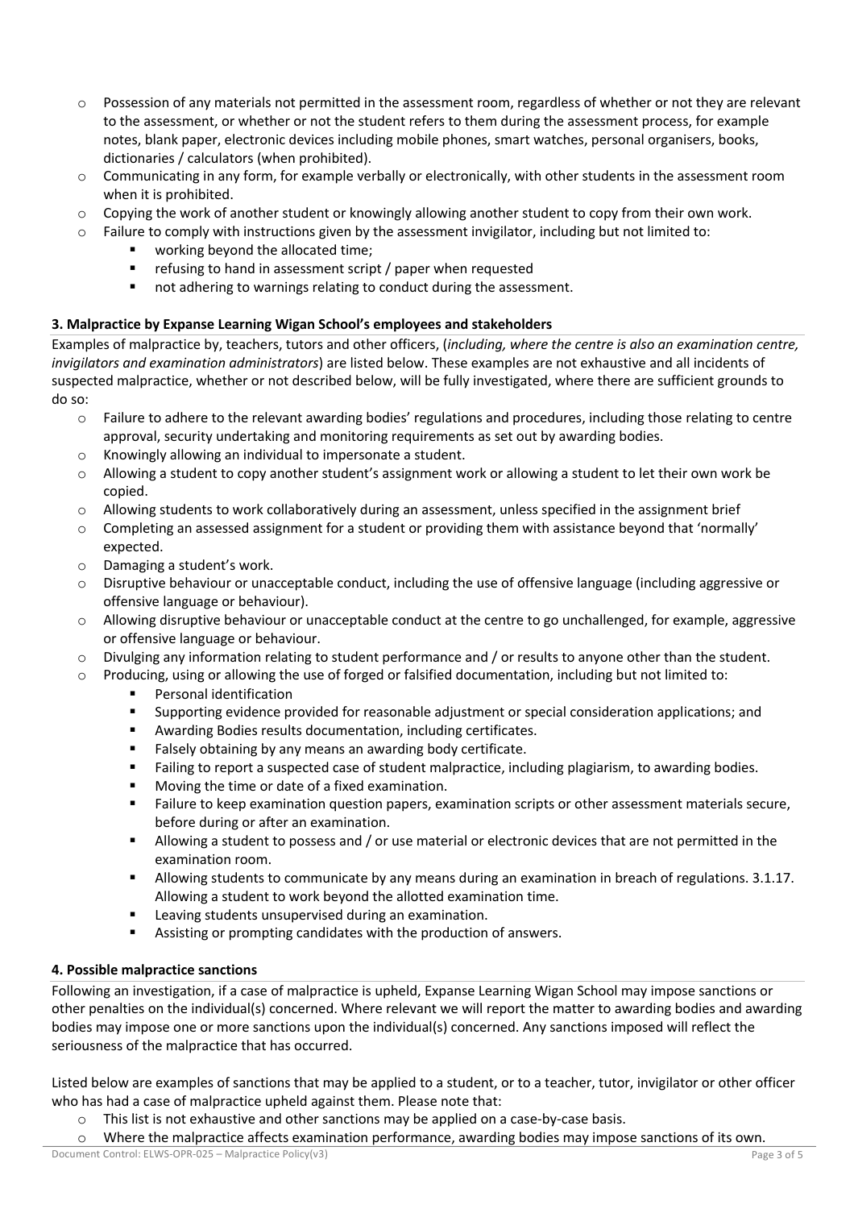- Possession of any materials not permitted in the assessment room, regardless of whether or not they are relevant to the assessment, or whether or not the student refers to them during the assessment process, for example notes, blank paper, electronic devices including mobile phones, smart watches, personal organisers, books, dictionaries / calculators (when prohibited).
- Communicating in any form, for example verbally or electronically, with other students in the assessment room when it is prohibited.
- Copying the work of another student or knowingly allowing another student to copy from their own work.
- Failure to comply with instructions given by the assessment invigilator, including but not limited to:
    - working beyond the allocated time;
    - refusing to hand in assessment script / paper when requested
    - not adhering to warnings relating to conduct during the assessment.

### 3. Malpractice by Expanse Learning Wigan School's employees and stakeholders

Examples of malpractice by, teachers, tutors and other officers, (*including, where the centre is also an examination centre, invigilators and examination administrators*) are listed below. These examples are not exhaustive and all incidents of suspected malpractice, whether or not described below, will be fully investigated, where there are sufficient grounds to do so:

- Failure to adhere to the relevant awarding bodies' regulations and procedures, including those relating to centre approval, security undertaking and monitoring requirements as set out by awarding bodies.
- Knowingly allowing an individual to impersonate a student.
- Allowing a student to copy another student's assignment work or allowing a student to let their own work be copied.
- Allowing students to work collaboratively during an assessment, unless specified in the assignment brief
- Completing an assessed assignment for a student or providing them with assistance beyond that 'normally' expected.
- Damaging a student's work.
- Disruptive behaviour or unacceptable conduct, including the use of offensive language (including aggressive or offensive language or behaviour).
- Allowing disruptive behaviour or unacceptable conduct at the centre to go unchallenged, for example, aggressive or offensive language or behaviour.
- Divulging any information relating to student performance and / or results to anyone other than the student.
- Producing, using or allowing the use of forged or falsified documentation, including but not limited to:
    - Personal identification
    - Supporting evidence provided for reasonable adjustment or special consideration applications; and
    - Awarding Bodies results documentation, including certificates.
    - Falsely obtaining by any means an awarding body certificate.
    - Failing to report a suspected case of student malpractice, including plagiarism, to awarding bodies.
    - Moving the time or date of a fixed examination.
    - Failure to keep examination question papers, examination scripts or other assessment materials secure, before during or after an examination.
    - Allowing a student to possess and / or use material or electronic devices that are not permitted in the examination room.
    - Allowing students to communicate by any means during an examination in breach of regulations. 3.1.17. Allowing a student to work beyond the allotted examination time.
    - Leaving students unsupervised during an examination.
    - Assisting or prompting candidates with the production of answers.

### 4. Possible malpractice sanctions

Following an investigation, if a case of malpractice is upheld, Expanse Learning Wigan School may impose sanctions or other penalties on the individual(s) concerned. Where relevant we will report the matter to awarding bodies and awarding bodies may impose one or more sanctions upon the individual(s) concerned. Any sanctions imposed will reflect the seriousness of the malpractice that has occurred.

Listed below are examples of sanctions that may be applied to a student, or to a teacher, tutor, invigilator or other officer who has had a case of malpractice upheld against them. Please note that:

- This list is not exhaustive and other sanctions may be applied on a case-by-case basis.
- Where the malpractice affects examination performance, awarding bodies may impose sanctions of its own.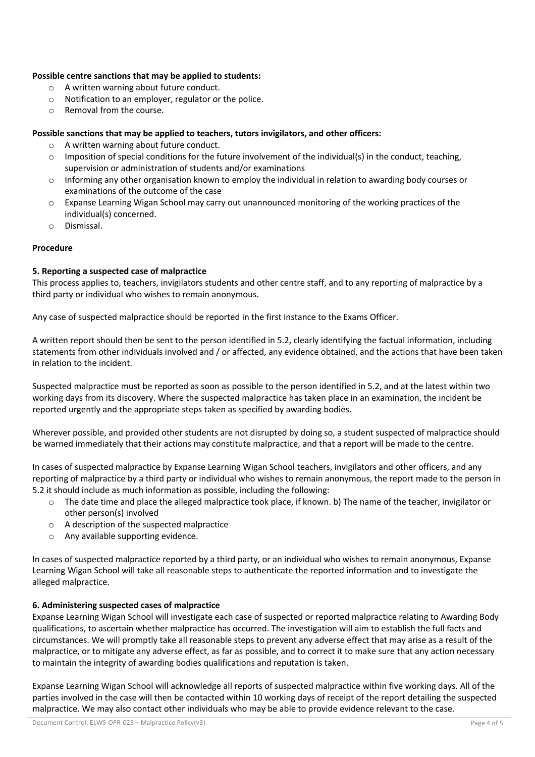**Possible centre sanctions that may be applied to students:**

- A written warning about future conduct.
- Notification to an employer, regulator or the police.
- Removal from the course.

**Possible sanctions that may be applied to teachers, tutors invigilators, and other officers:**

- A written warning about future conduct.
- Imposition of special conditions for the future involvement of the individual(s) in the conduct, teaching, supervision or administration of students and/or examinations
- Informing any other organisation known to employ the individual in relation to awarding body courses or examinations of the outcome of the case
- Expanse Learning Wigan School may carry out unannounced monitoring of the working practices of the individual(s) concerned.
- Dismissal.

**Procedure**

**5. Reporting a suspected case of malpractice**

This process applies to, teachers, invigilators students and other centre staff, and to any reporting of malpractice by a third party or individual who wishes to remain anonymous.

Any case of suspected malpractice should be reported in the first instance to the Exams Officer.

A written report should then be sent to the person identified in 5.2, clearly identifying the factual information, including statements from other individuals involved and / or affected, any evidence obtained, and the actions that have been taken in relation to the incident.

Suspected malpractice must be reported as soon as possible to the person identified in 5.2, and at the latest within two working days from its discovery. Where the suspected malpractice has taken place in an examination, the incident be reported urgently and the appropriate steps taken as specified by awarding bodies.

Wherever possible, and provided other students are not disrupted by doing so, a student suspected of malpractice should be warned immediately that their actions may constitute malpractice, and that a report will be made to the centre.

In cases of suspected malpractice by Expanse Learning Wigan School teachers, invigilators and other officers, and any reporting of malpractice by a third party or individual who wishes to remain anonymous, the report made to the person in 5.2 it should include as much information as possible, including the following:

- The date time and place the alleged malpractice took place, if known. b) The name of the teacher, invigilator or other person(s) involved
- A description of the suspected malpractice
- Any available supporting evidence.

In cases of suspected malpractice reported by a third party, or an individual who wishes to remain anonymous, Expanse Learning Wigan School will take all reasonable steps to authenticate the reported information and to investigate the alleged malpractice.

**6. Administering suspected cases of malpractice**

Expanse Learning Wigan School will investigate each case of suspected or reported malpractice relating to Awarding Body qualifications, to ascertain whether malpractice has occurred. The investigation will aim to establish the full facts and circumstances. We will promptly take all reasonable steps to prevent any adverse effect that may arise as a result of the malpractice, or to mitigate any adverse effect, as far as possible, and to correct it to make sure that any action necessary to maintain the integrity of awarding bodies qualifications and reputation is taken.

Expanse Learning Wigan School will acknowledge all reports of suspected malpractice within five working days. All of the parties involved in the case will then be contacted within 10 working days of receipt of the report detailing the suspected malpractice. We may also contact other individuals who may be able to provide evidence relevant to the case.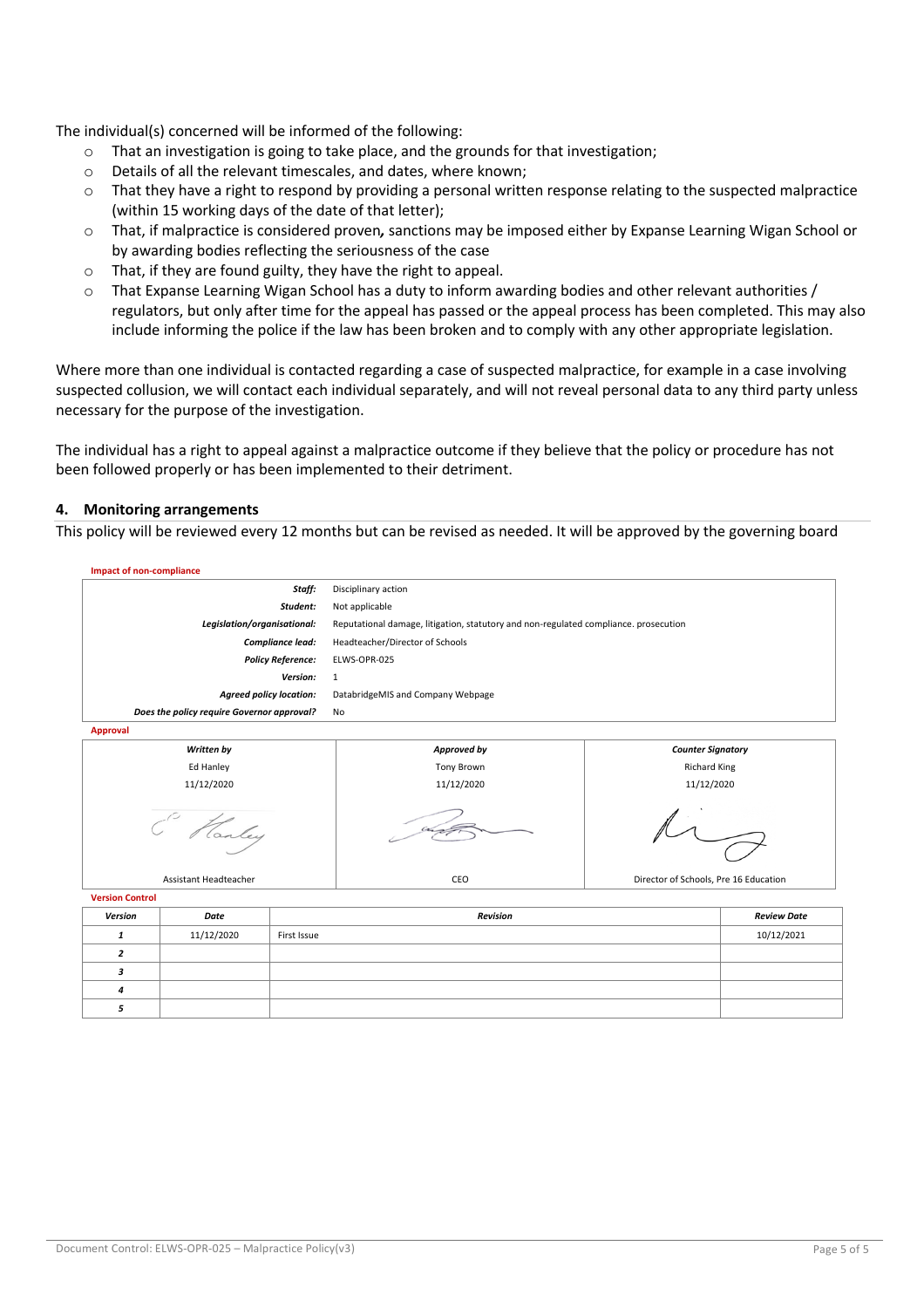The individual(s) concerned will be informed of the following:

- That an investigation is going to take place, and the grounds for that investigation;
- Details of all the relevant timescales, and dates, where known;
- That they have a right to respond by providing a personal written response relating to the suspected malpractice (within 15 working days of the date of that letter);
- That, if malpractice is considered proven*,* sanctions may be imposed either by Expanse Learning Wigan School or by awarding bodies reflecting the seriousness of the case
- That, if they are found guilty, they have the right to appeal.
- That Expanse Learning Wigan School has a duty to inform awarding bodies and other relevant authorities / regulators, but only after time for the appeal has passed or the appeal process has been completed. This may also include informing the police if the law has been broken and to comply with any other appropriate legislation.

Where more than one individual is contacted regarding a case of suspected malpractice, for example in a case involving suspected collusion, we will contact each individual separately, and will not reveal personal data to any third party unless necessary for the purpose of the investigation.

The individual has a right to appeal against a malpractice outcome if they believe that the policy or procedure has not been followed properly or has been implemented to their detriment.

## 4. Monitoring arrangements

This policy will be reviewed every 12 months but can be revised as needed. It will be approved by the governing board

**Impact of non-compliance**

| | |
|---|---|
| ***Staff:*** | Disciplinary action |
| ***Student:*** | Not applicable |
| ***Legislation/organisational:*** | Reputational damage, litigation, statutory and non-regulated compliance. prosecution |
| ***Compliance lead:*** | Headteacher/Director of Schools |
| ***Policy Reference:*** | ELWS-OPR-025 |
| ***Version:*** | 1 |
| ***Agreed policy location:*** | DatabridgeMIS and Company Webpage |
| ***Does the policy require Governor approval?*** | No |

**Approval**

| ***Written by*** | ***Approved by*** | ***Counter Signatory*** |
|---|---|---|
| Ed Hanley | Tony Brown | Richard King |
| 11/12/2020 | 11/12/2020 | 11/12/2020 |
| Assistant Headteacher | CEO | Director of Schools, Pre 16 Education |

**Version Control**

| ***Version*** | ***Date*** | ***Revision*** | ***Review Date*** |
|---|---|---|---|
| ***1*** | 11/12/2020 | First Issue | 10/12/2021 |
| ***2*** | | | |
| ***3*** | | | |
| ***4*** | | | |
| ***5*** | | | |